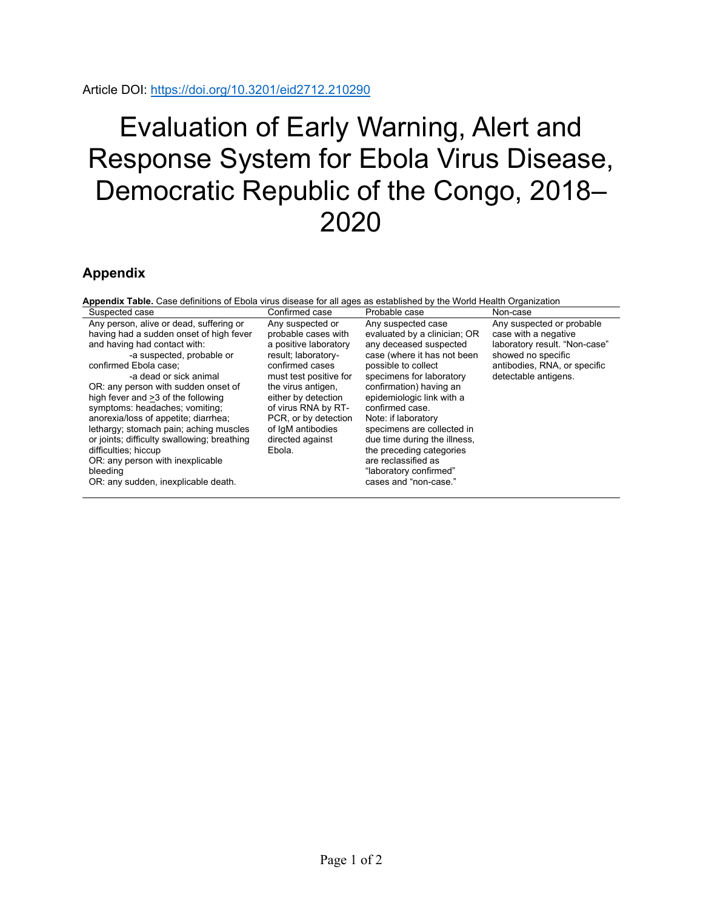Article DOI: https://doi.org/10.3201/eid2712.210290

# Evaluation of Early Warning, Alert and Response System for Ebola Virus Disease, Democratic Republic of the Congo, 2018–2020

## Appendix

**Appendix Table.** Case definitions of Ebola virus disease for all ages as established by the World Health Organization

| Suspected case | Confirmed case | Probable case | Non-case |
|---|---|---|---|
| Any person, alive or dead, suffering or having had a sudden onset of high fever and having had contact with: -a suspected, probable or confirmed Ebola case; -a dead or sick animal OR: any person with sudden onset of high fever and ≥3 of the following symptoms: headaches; vomiting; anorexia/loss of appetite; diarrhea; lethargy; stomach pain; aching muscles or joints; difficulty swallowing; breathing difficulties; hiccup OR: any person with inexplicable bleeding OR: any sudden, inexplicable death. | Any suspected or probable cases with a positive laboratory result; laboratory-confirmed cases must test positive for the virus antigen, either by detection of virus RNA by RT-PCR, or by detection of IgM antibodies directed against Ebola. | Any suspected case evaluated by a clinician; OR any deceased suspected case (where it has not been possible to collect specimens for laboratory confirmation) having an epidemiologic link with a confirmed case. Note: if laboratory specimens are collected in due time during the illness, the preceding categories are reclassified as "laboratory confirmed" cases and "non-case." | Any suspected or probable case with a negative laboratory result. "Non-case" showed no specific antibodies, RNA, or specific detectable antigens. |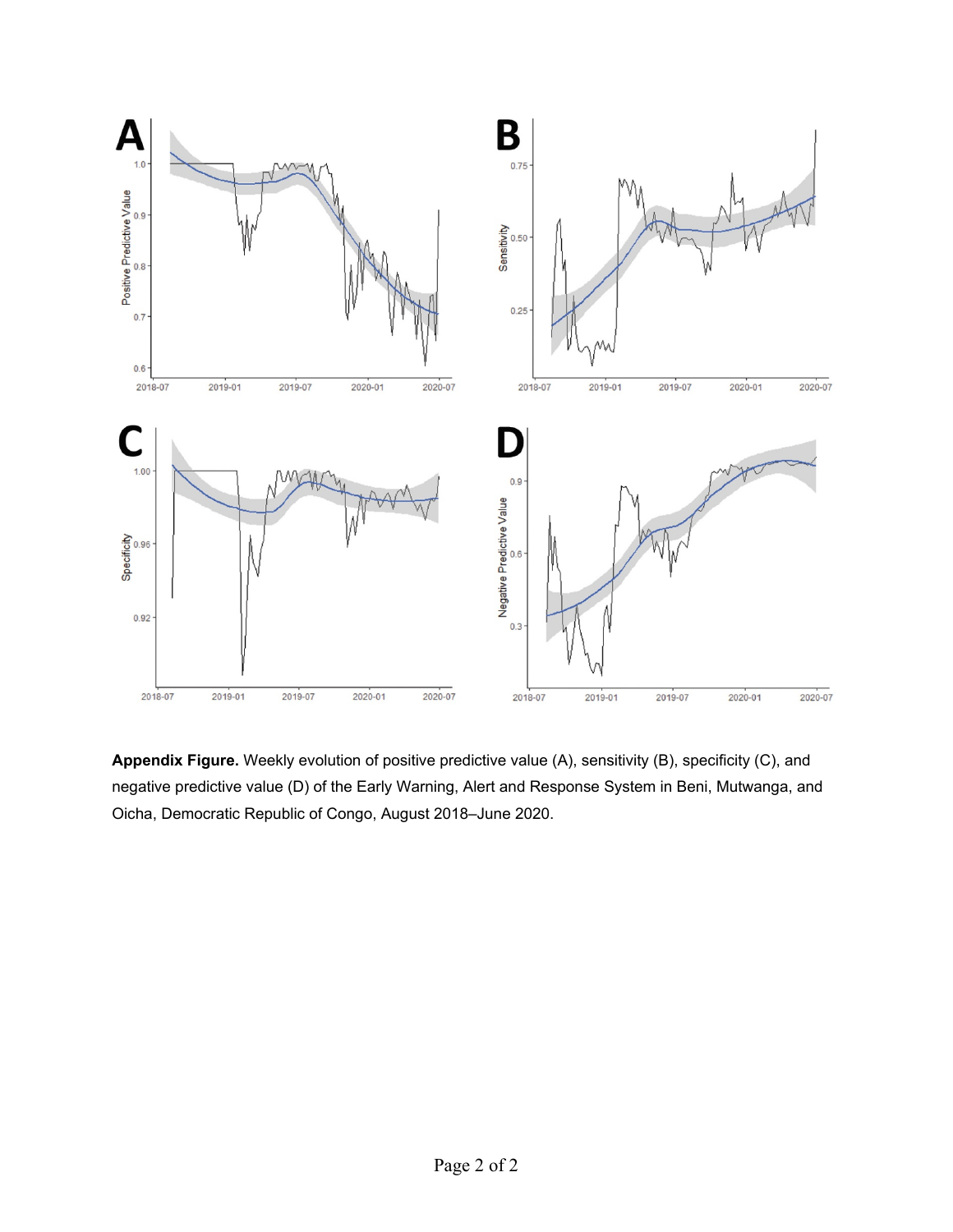A

Positive Predictive Value

1.0
0.9
0.8
0.7
0.6

2018-07 2019-01 2019-07 2020-01 2020-07

B

Sensitivity

0.75
0.50
0.25

2018-07 2019-01 2019-07 2020-01 2020-07

C

Specificity

1.00
0.96
0.92

2018-07 2019-01 2019-07 2020-01 2020-07

D

Negative Predictive Value

0.9
0.6
0.3

2018-07 2019-01 2019-07 2020-01 2020-07

**Appendix Figure.** Weekly evolution of positive predictive value (A), sensitivity (B), specificity (C), and negative predictive value (D) of the Early Warning, Alert and Response System in Beni, Mutwanga, and Oicha, Democratic Republic of Congo, August 2018–June 2020.